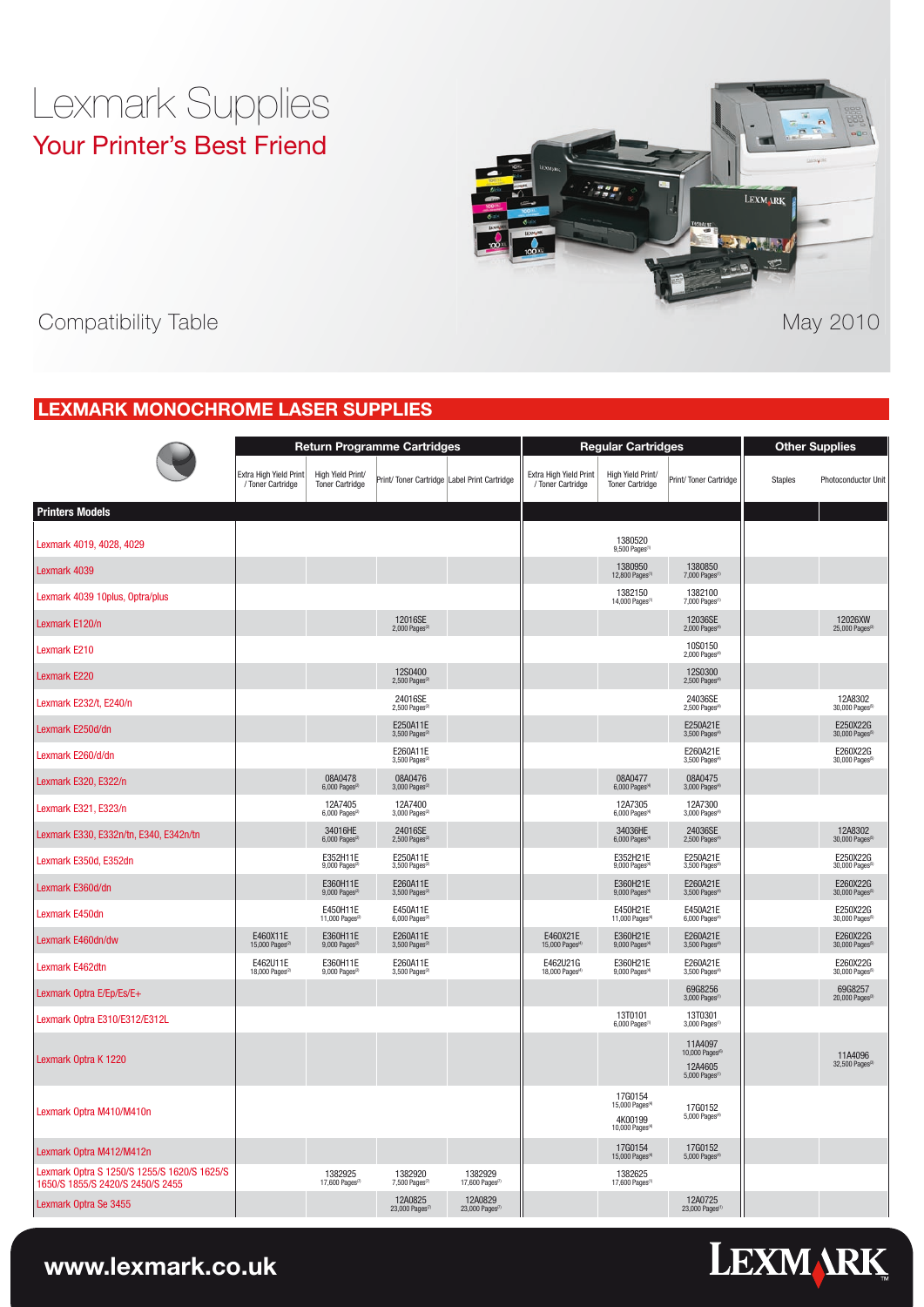# Lexmark Supplies

## Your Printer's Best Friend

Compatibility Table

May 2010

## LEXMARK MONOCHROME LASER SUPPLIES

| | Return Programme Cartridges | | | | Regular Cartridges | | | Other Supplies | |
|---|---|---|---|---|---|---|---|---|---|
| **Printers Models** | Extra High Yield Print / Toner Cartridge | High Yield Print/ Toner Cartridge | Print/ Toner Cartridge | Label Print Cartridge | Extra High Yield Print / Toner Cartridge | High Yield Print/ Toner Cartridge | Print/ Toner Cartridge | Staples | Photoconductor Unit |
| Lexmark 4019, 4028, 4029 | | | | | | 1380520 9,500 Pages[1] | | | |
| Lexmark 4039 | | | | | | 1380950 12,800 Pages[1] | 1380850 7,000 Pages[1] | | |
| Lexmark 4039 10plus, Optra/plus | | | | | | 1382150 14,000 Pages[1] | 1382100 7,000 Pages[1] | | |
| Lexmark E120/n | | | 12016SE 2,000 Pages[2] | | | | 12036SE 2,000 Pages[4] | | 12026XW 25,000 Pages[3] |
| Lexmark E210 | | | | | | | 10S0150 2,000 Pages[4] | | |
| Lexmark E220 | | | 12S0400 2,500 Pages[2] | | | | 12S0300 2,500 Pages[4] | | |
| Lexmark E232/t, E240/n | | | 24016SE 2,500 Pages[2] | | | | 24036SE 2,500 Pages[4] | | 12A8302 30,000 Pages[3] |
| Lexmark E250d/dn | | | E250A11E 3,500 Pages[2] | | | | E250A21E 3,500 Pages[4] | | E250X22G 30,000 Pages[3] |
| Lexmark E260/d/dn | | | E260A11E 3,500 Pages[2] | | | | E260A21E 3,500 Pages[4] | | E260X22G 30,000 Pages[3] |
| Lexmark E320, E322/n | | 08A0478 6,000 Pages[2] | 08A0476 3,000 Pages[2] | | | 08A0477 6,000 Pages[4] | 08A0475 3,000 Pages[4] | | |
| Lexmark E321, E323/n | | 12A7405 6,000 Pages[2] | 12A7400 3,000 Pages[2] | | | 12A7305 6,000 Pages[4] | 12A7300 3,000 Pages[4] | | |
| Lexmark E330, E332n/tn, E340, E342n/tn | | 34016HE 6,000 Pages[2] | 24016SE 2,500 Pages[2] | | | 34036HE 6,000 Pages[4] | 24036SE 2,500 Pages[4] | | 12A8302 30,000 Pages[3] |
| Lexmark E350d, E352dn | | E352H11E 9,000 Pages[2] | E250A11E 3,500 Pages[2] | | | E352H21E 9,000 Pages[4] | E250A21E 3,500 Pages[4] | | E250X22G 30,000 Pages[3] |
| Lexmark E360d/dn | | E360H11E 9,000 Pages[2] | E260A11E 3,500 Pages[2] | | | E360H21E 9,000 Pages[4] | E260A21E 3,500 Pages[4] | | E260X22G 30,000 Pages[3] |
| Lexmark E450dn | | E450H11E 11,000 Pages[2] | E450A11E 6,000 Pages[2] | | | E450H21E 11,000 Pages[4] | E450A21E 6,000 Pages[4] | | E250X22G 30,000 Pages[3] |
| Lexmark E460dn/dw | E460X11E 15,000 Pages[2] | E360H11E 9,000 Pages[2] | E260A11E 3,500 Pages[2] | | E460X21E 15,000 Pages[4] | E360H21E 9,000 Pages[4] | E260A21E 3,500 Pages[4] | | E260X22G 30,000 Pages[3] |
| Lexmark E462dtn | E462U11E 18,000 Pages[2] | E360H11E 9,000 Pages[2] | E260A11E 3,500 Pages[2] | | E462U21G 18,000 Pages[4] | E360H21E 9,000 Pages[4] | E260A21E 3,500 Pages[4] | | E260X22G 30,000 Pages[3] |
| Lexmark Optra E/Ep/Es/E+ | | | | | | | 69G8256 3,000 Pages[1] | | 69G8257 20,000 Pages[3] |
| Lexmark Optra E310/E312/E312L | | | | | | 13T0101 6,000 Pages[1] | 13T0301 3,000 Pages[1] | | |
| Lexmark Optra K 1220 | | | | | | | 11A4097 10,000 Pages[6] 12A4605 5,000 Pages[1] | | 11A4096 32,500 Pages[3] |
| Lexmark Optra M410/M410n | | | | | | 17G0154 15,000 Pages[4] 4K00199 10,000 Pages[4] | 17G0152 5,000 Pages[4] | | |
| Lexmark Optra M412/M412n | | | | | | 17G0154 15,000 Pages[4] | 17G0152 5,000 Pages[4] | | |
| Lexmark Optra S 1250/S 1255/S 1620/S 1625/S 1650/S 1855/S 2420/S 2450/S 2455 | | 1382925 17,600 Pages[7] | 1382920 7,500 Pages[7] | 1382929 17,600 Pages[7] | | 1382625 17,600 Pages[1] | | | |
| Lexmark Optra Se 3455 | | | 12A0825 23,000 Pages[7] | 12A0829 23,000 Pages[7] | | | 12A0725 23,000 Pages[1] | | |

www.lexmark.co.uk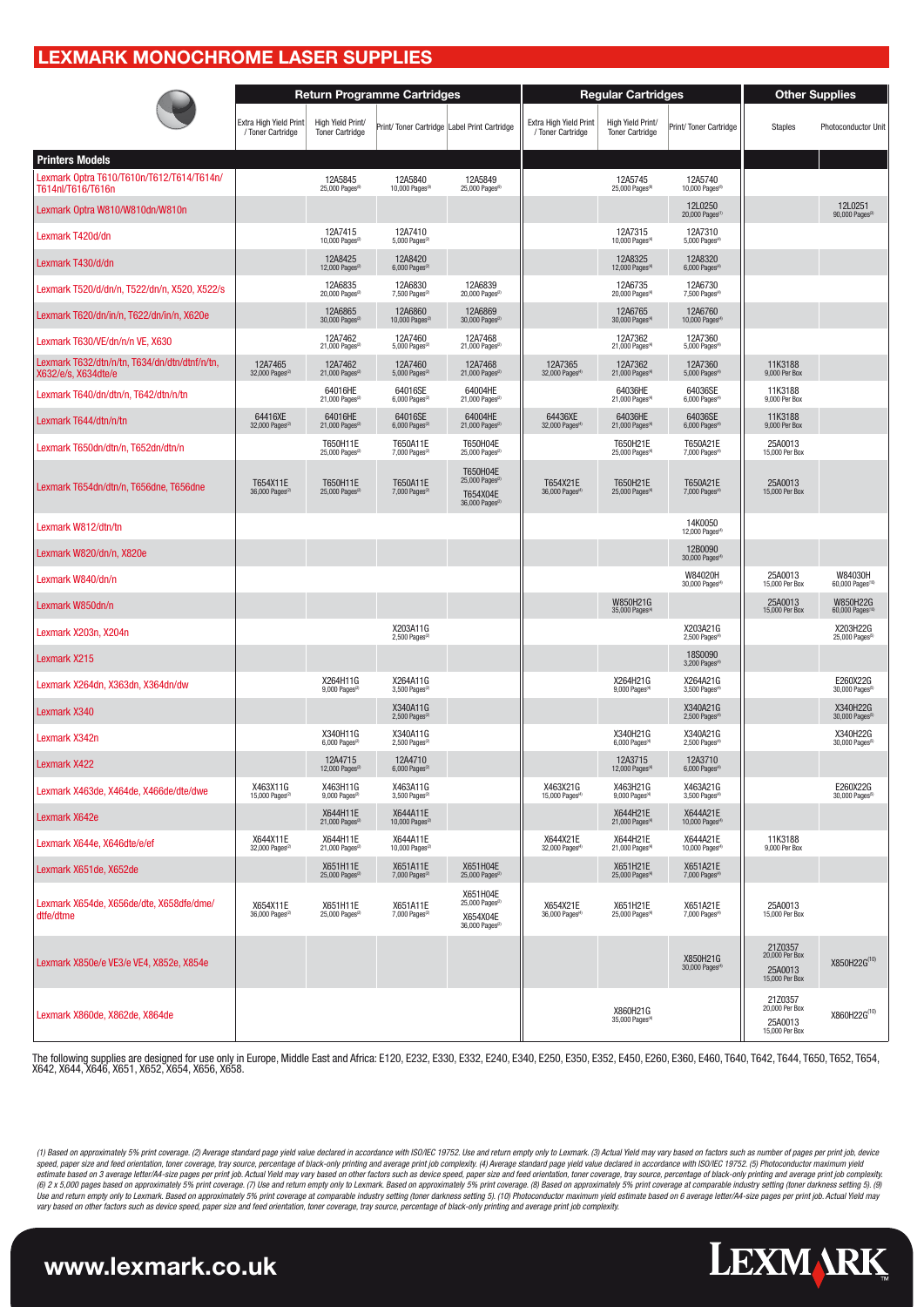# LEXMARK MONOCHROME LASER SUPPLIES

| | Return Programme Cartridges | | | | Regular Cartridges | | | Other Supplies | |
|---|---|---|---|---|---|---|---|---|---|
| | Extra High Yield Print / Toner Cartridge | High Yield Print/ Toner Cartridge | Print/ Toner Cartridge | Label Print Cartridge | Extra High Yield Print / Toner Cartridge | High Yield Print/ Toner Cartridge | Print/ Toner Cartridge | Staples | Photoconductor Unit |
| **Printers Models** | | | | | | | | | |
| Lexmark Optra T610/T610n/T612/T614/T614n/ T614nl/T616/T616n | | 12A5845 25,000 Pages[9] | 12A5840 10,000 Pages[9] | 12A5849 25,000 Pages[9] | | 12A5745 25,000 Pages[8] | 12A5740 10,000 Pages[8] | | |
| Lexmark Optra W810/W810dn/W810n | | | | | | | 12L0250 20,000 Pages[1] | | 12L0251 90,000 Pages[5] |
| Lexmark T420d/dn | | 12A7415 10,000 Pages[2] | 12A7410 5,000 Pages[2] | | | 12A7315 10,000 Pages[4] | 12A7310 5,000 Pages[4] | | |
| Lexmark T430/d/dn | | 12A8425 12,000 Pages[2] | 12A8420 6,000 Pages[2] | | | 12A8325 12,000 Pages[4] | 12A8320 6,000 Pages[4] | | |
| Lexmark T520/d/dn/n, T522/dn/n, X520, X522/s | | 12A6835 20,000 Pages[2] | 12A6830 7,500 Pages[2] | 12A6839 20,000 Pages[2] | | 12A6735 20,000 Pages[4] | 12A6730 7,500 Pages[4] | | |
| Lexmark T620/dn/in/n, T622/dn/in/n, X620e | | 12A6865 30,000 Pages[2] | 12A6860 10,000 Pages[2] | 12A6869 30,000 Pages[2] | | 12A6765 30,000 Pages[4] | 12A6760 10,000 Pages[4] | | |
| Lexmark T630/VE/dn/n/n VE, X630 | | 12A7462 21,000 Pages[2] | 12A7460 5,000 Pages[2] | 12A7468 21,000 Pages[2] | | 12A7362 21,000 Pages[4] | 12A7360 5,000 Pages[4] | | |
| Lexmark T632/dtn/n/tn, T634/dn/dtn/dtnf/n/tn, X632/e/s, X634dte/e | 12A7465 32,000 Pages[2] | 12A7462 21,000 Pages[2] | 12A7460 5,000 Pages[2] | 12A7468 21,000 Pages[2] | 12A7365 32,000 Pages[4] | 12A7362 21,000 Pages[4] | 12A7360 5,000 Pages[4] | 11K3188 9,000 Per Box | |
| Lexmark T640/dn/dtn/n, T642/dtn/n/tn | | 64016HE 21,000 Pages[2] | 64016SE 6,000 Pages[2] | 64004HE 21,000 Pages[2] | | 64036HE 21,000 Pages[4] | 64036SE 6,000 Pages[4] | 11K3188 9,000 Per Box | |
| Lexmark T644/dtn/n/tn | 64416XE 32,000 Pages[2] | 64016HE 21,000 Pages[2] | 64016SE 6,000 Pages[2] | 64004HE 21,000 Pages[2] | 64436XE 32,000 Pages[4] | 64036HE 21,000 Pages[4] | 64036SE 6,000 Pages[4] | 11K3188 9,000 Per Box | |
| Lexmark T650dn/dtn/n, T652dn/dtn/n | | T650H11E 25,000 Pages[2] | T650A11E 7,000 Pages[2] | T650H04E 25,000 Pages[2] | | T650H21E 25,000 Pages[4] | T650A21E 7,000 Pages[4] | 25A0013 15,000 Per Box | |
| Lexmark T654dn/dtn/n, T656dne, T656dne | T654X11E 36,000 Pages[2] | T650H11E 25,000 Pages[2] | T650A11E 7,000 Pages[2] | T650H04E 25,000 Pages[2] T654X04E 36,000 Pages[2] | T654X21E 36,000 Pages[4] | T650H21E 25,000 Pages[4] | T650A21E 7,000 Pages[4] | 25A0013 15,000 Per Box | |
| Lexmark W812/dtn/tn | | | | | | | 14K0050 12,000 Pages[4] | | |
| Lexmark W820/dn/n, X820e | | | | | | | 12B0090 30,000 Pages[4] | | |
| Lexmark W840/dn/n | | | | | | | W84020H 30,000 Pages[4] | 25A0013 15,000 Per Box | W84030H 60,000 Pages[10] |
| Lexmark W850dn/n | | | | | | W850H21G 35,000 Pages[4] | | 25A0013 15,000 Per Box | W850H22G 60,000 Pages[10] |
| Lexmark X203n, X204n | | | X203A11G 2,500 Pages[2] | | | | X203A21G 2,500 Pages[4] | | X203H22G 25,000 Pages[5] |
| Lexmark X215 | | | | | | | 18S0090 3,200 Pages[4] | | |
| Lexmark X264dn, X363dn, X364dn/dw | | X264H11G 9,000 Pages[2] | X264A11G 3,500 Pages[2] | | | X264H21G 9,000 Pages[4] | X264A21G 3,500 Pages[4] | | E260X22G 30,000 Pages[5] |
| Lexmark X340 | | | X340A11G 2,500 Pages[2] | | | | X340A21G 2,500 Pages[4] | | X340H22G 30,000 Pages[5] |
| Lexmark X342n | | X340H11G 6,000 Pages[2] | X340A11G 2,500 Pages[2] | | | X340H21G 6,000 Pages[4] | X340A21G 2,500 Pages[4] | | X340H22G 30,000 Pages[5] |
| Lexmark X422 | | 12A4715 12,000 Pages[2] | 12A4710 6,000 Pages[2] | | | 12A3715 12,000 Pages[4] | 12A3710 6,000 Pages[4] | | |
| Lexmark X463de, X464de, X466de/dte/dwe | X463X11G 15,000 Pages[2] | X463H11G 9,000 Pages[2] | X463A11G 3,500 Pages[2] | | X463X21G 15,000 Pages[4] | X463H21G 9,000 Pages[4] | X463A21G 3,500 Pages[4] | | E260X22G 30,000 Pages[5] |
| Lexmark X642e | | X644H11E 21,000 Pages[2] | X644A11E 10,000 Pages[2] | | | X644H21E 21,000 Pages[4] | X644A21E 10,000 Pages[4] | | |
| Lexmark X644e, X646dte/e/ef | X644X11E 32,000 Pages[2] | X644H11E 21,000 Pages[2] | X644A11E 10,000 Pages[2] | | X644X21E 32,000 Pages[4] | X644H21E 21,000 Pages[4] | X644A21E 10,000 Pages[4] | 11K3188 9,000 Per Box | |
| Lexmark X651de, X652de | | X651H11E 25,000 Pages[2] | X651A11E 7,000 Pages[2] | X651H04E 25,000 Pages[2] | | X651H21E 25,000 Pages[4] | X651A21E 7,000 Pages[4] | | |
| Lexmark X654de, X656de/dte, X658dfe/dme/ dtfe/dtme | X654X11E 36,000 Pages[2] | X651H11E 25,000 Pages[2] | X651A11E 7,000 Pages[2] | X651H04E 25,000 Pages[2] X654X04E 36,000 Pages[2] | X654X21E 36,000 Pages[4] | X651H21E 25,000 Pages[4] | X651A21E 7,000 Pages[4] | 25A0013 15,000 Per Box | |
| Lexmark X850e/e VE3/e VE4, X852e, X854e | | | | | | | X850H21G 30,000 Pages[4] | 21Z0357 20,000 Per Box 25A0013 15,000 Per Box | X850H22G[10] |
| Lexmark X860de, X862de, X864de | | | | | | X860H21G 35,000 Pages[4] | | 21Z0357 20,000 Per Box 25A0013 15,000 Per Box | X860H22G[10] |

The following supplies are designed for use only in Europe, Middle East and Africa: E120, E232, E330, E332, E240, E340, E250, E350, E352, E450, E260, E360, E460, T640, T642, T644, T650, T652, T654, X642, X644, X646, X651, X652, X654, X656, X658.

*(1) Based on approximately 5% print coverage. (2) Average standard page yield value declared in accordance with ISO/IEC 19752. Use and return empty only to Lexmark. (3) Actual Yield may vary based on factors such as number of pages per print job, device speed, paper size and feed orientation, toner coverage, tray source, percentage of black-only printing and average print job complexity. (4) Average standard page yield value declared in accordance with ISO/IEC 19752. (5) Photoconductor maximum yield estimate based on 3 average letter/A4-size pages per print job. Actual Yield may vary based on other factors such as device speed, paper size and feed orientation, toner coverage, tray source, percentage of black-only printing and average print job complexity. (6) 2 x 5,000 pages based on approximately 5% print coverage. (7) Use and return empty only to Lexmark. Based on approximately 5% print coverage. (8) Based on approximately 5% print coverage at comparable industry setting (toner darkness setting 5). (9) Use and return empty only to Lexmark. Based on approximately 5% print coverage at comparable industry setting (toner darkness setting 5). (10) Photoconductor maximum yield estimate based on 6 average letter/A4-size pages per print job. Actual Yield may vary based on other factors such as device speed, paper size and feed orientation, toner coverage, tray source, percentage of black-only printing and average print job complexity.*

**www.lexmark.co.uk**

LEXMARK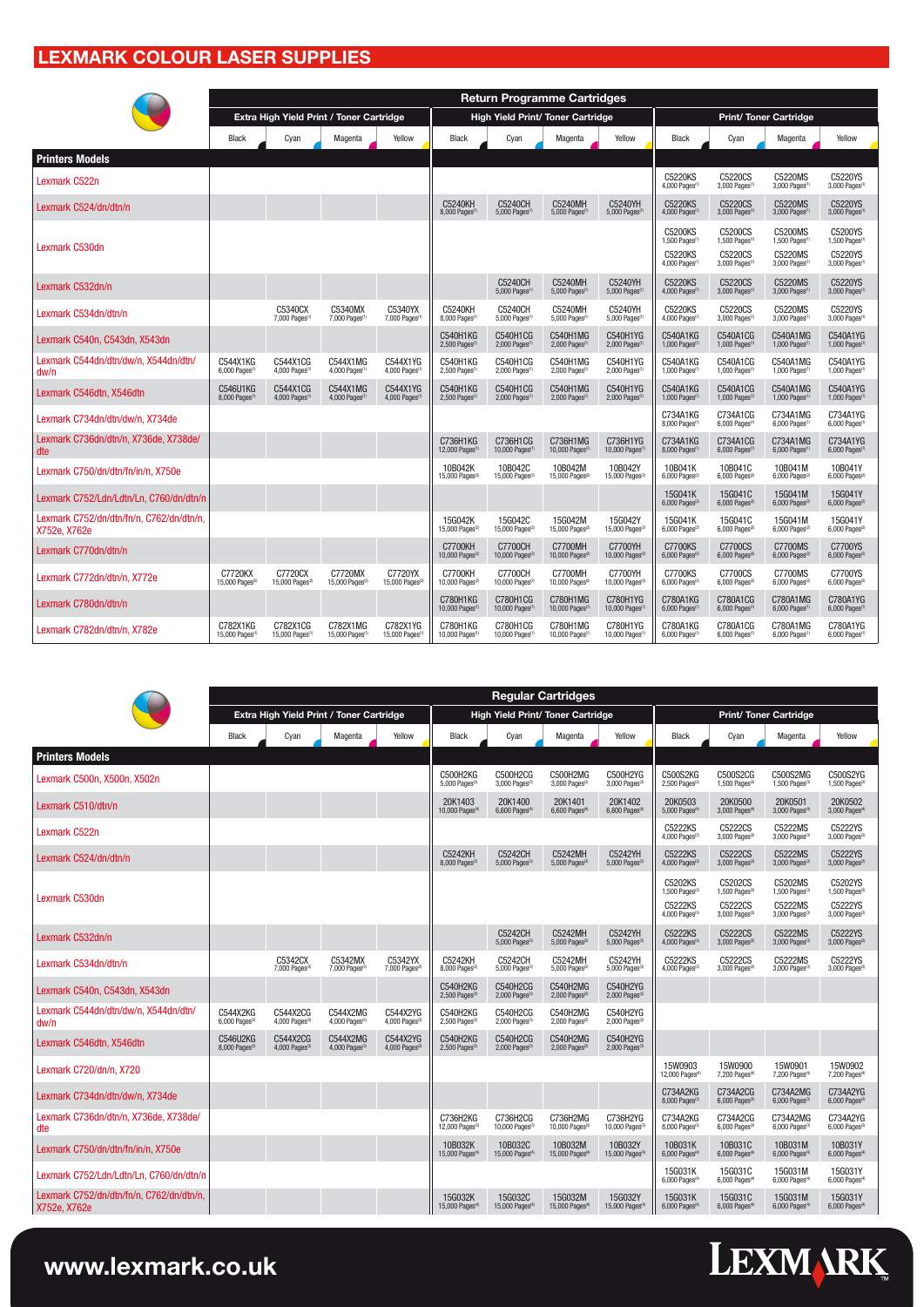# LEXMARK COLOUR LASER SUPPLIES

## Return Programme Cartridges

| Printers Models | Extra High Yield Print / Toner Cartridge | | | | High Yield Print/ Toner Cartridge | | | | Print/ Toner Cartridge | | | |
|---|---|---|---|---|---|---|---|---|---|---|---|---|
| | Black | Cyan | Magenta | Yellow | Black | Cyan | Magenta | Yellow | Black | Cyan | Magenta | Yellow |
| Lexmark C522n | | | | | | | | | C5220KS 4,000 Pages[1] | C5220CS 3,000 Pages[1] | C5220MS 3,000 Pages[1] | C5220YS 3,000 Pages[1] |
| Lexmark C524/dn/dtn/n | | | | | C5240KH 8,000 Pages[1] | C5240CH 5,000 Pages[1] | C5240MH 5,000 Pages[1] | C5240YH 5,000 Pages[1] | C5220KS 4,000 Pages[1] | C5220CS 3,000 Pages[1] | C5220MS 3,000 Pages[1] | C5220YS 3,000 Pages[1] |
| Lexmark C530dn | | | | | | | | | C5200KS 1,500 Pages[1] C5220KS 4,000 Pages[1] | C5200CS 1,500 Pages[1] C5220CS 3,000 Pages[1] | C5200MS 1,500 Pages[1] C5220MS 3,000 Pages[1] | C5200YS 1,500 Pages[1] C5220YS 3,000 Pages[1] |
| Lexmark C532dn/n | | | | | | C5240CH 5,000 Pages[1] | C5240MH 5,000 Pages[1] | C5240YH 5,000 Pages[1] | C5220KS 4,000 Pages[1] | C5220CS 3,000 Pages[1] | C5220MS 3,000 Pages[1] | C5220YS 3,000 Pages[1] |
| Lexmark C534dn/dtn/n | | C5340CX 7,000 Pages[1] | C5340MX 7,000 Pages[1] | C5340YX 7,000 Pages[1] | C5240KH 8,000 Pages[1] | C5240CH 5,000 Pages[1] | C5240MH 5,000 Pages[1] | C5240YH 5,000 Pages[1] | C5220KS 4,000 Pages[1] | C5220CS 3,000 Pages[1] | C5220MS 3,000 Pages[1] | C5220YS 3,000 Pages[1] |
| Lexmark C540n, C543dn, X543dn | | | | | C540H1KG 2,500 Pages[1] | C540H1CG 2,000 Pages[1] | C540H1MG 2,000 Pages[1] | C540H1YG 2,000 Pages[1] | C540A1KG 1,000 Pages[1] | C540A1CG 1,000 Pages[1] | C540A1MG 1,000 Pages[1] | C540A1YG 1,000 Pages[1] |
| Lexmark C544dn/dtn/dw/n, X544dn/dtn/dw/n | C544X1KG 6,000 Pages[1] | C544X1CG 4,000 Pages[1] | C544X1MG 4,000 Pages[1] | C544X1YG 4,000 Pages[1] | C540H1KG 2,500 Pages[1] | C540H1CG 2,000 Pages[1] | C540H1MG 2,000 Pages[1] | C540H1YG 2,000 Pages[1] | C540A1KG 1,000 Pages[1] | C540A1CG 1,000 Pages[1] | C540A1MG 1,000 Pages[1] | C540A1YG 1,000 Pages[1] |
| Lexmark C546dtn, X546dtn | C546U1KG 8,000 Pages[1] | C544X1CG 4,000 Pages[1] | C544X1MG 4,000 Pages[1] | C544X1YG 4,000 Pages[1] | C540H1KG 2,500 Pages[1] | C540H1CG 2,000 Pages[1] | C540H1MG 2,000 Pages[1] | C540H1YG 2,000 Pages[1] | C540A1KG 1,000 Pages[1] | C540A1CG 1,000 Pages[1] | C540A1MG 1,000 Pages[1] | C540A1YG 1,000 Pages[1] |
| Lexmark C734dn/dtn/dw/n, X734de | | | | | | | | | C734A1KG 8,000 Pages[1] | C734A1CG 6,000 Pages[1] | C734A1MG 6,000 Pages[1] | C734A1YG 6,000 Pages[1] |
| Lexmark C736dn/dtn/n, X736de, X738de/dte | | | | | C736H1KG 12,000 Pages[1] | C736H1CG 10,000 Pages[1] | C736H1MG 10,000 Pages[1] | C736H1YG 10,000 Pages[1] | C734A1KG 8,000 Pages[1] | C734A1CG 6,000 Pages[1] | C734A1MG 6,000 Pages[1] | C734A1YG 6,000 Pages[1] |
| Lexmark C750/dn/dtn/fn/in/n, X750e | | | | | 10B042K 15,000 Pages[2] | 10B042C 15,000 Pages[2] | 10B042M 15,000 Pages[2] | 10B042Y 15,000 Pages[2] | 10B041K 6,000 Pages[2] | 10B041C 6,000 Pages[2] | 10B041M 6,000 Pages[2] | 10B041Y 6,000 Pages[2] |
| Lexmark C752/Ldn/Ldtn/Ln, C760/dn/dtn/n | | | | | | | | | 15G041K 6,000 Pages[2] | 15G041C 6,000 Pages[2] | 15G041M 6,000 Pages[2] | 15G041Y 6,000 Pages[2] |
| Lexmark C752/dn/dtn/fn/n, C762/dn/dtn/n, X752e, X762e | | | | | 15G042K 15,000 Pages[2] | 15G042C 15,000 Pages[2] | 15G042M 15,000 Pages[2] | 15G042Y 15,000 Pages[2] | 15G041K 6,000 Pages[2] | 15G041C 6,000 Pages[2] | 15G041M 6,000 Pages[2] | 15G041Y 6,000 Pages[2] |
| Lexmark C770dn/dtn/n | | | | | C7700KH 10,000 Pages[2] | C7700CH 10,000 Pages[2] | C7700MH 10,000 Pages[2] | C7700YH 10,000 Pages[2] | C7700KS 6,000 Pages[2] | C7700CS 6,000 Pages[2] | C7700MS 6,000 Pages[2] | C7700YS 6,000 Pages[2] |
| Lexmark C772dn/dtn/n, X772e | C7720KX 15,000 Pages[2] | C7720CX 15,000 Pages[2] | C7720MX 15,000 Pages[2] | C7720YX 15,000 Pages[2] | C7700KH 10,000 Pages[2] | C7700CH 10,000 Pages[2] | C7700MH 10,000 Pages[2] | C7700YH 10,000 Pages[2] | C7700KS 6,000 Pages[2] | C7700CS 6,000 Pages[2] | C7700MS 6,000 Pages[2] | C7700YS 6,000 Pages[2] |
| Lexmark C780dn/dtn/n | | | | | C780H1KG 10,000 Pages[1] | C780H1CG 10,000 Pages[1] | C780H1MG 10,000 Pages[1] | C780H1YG 10,000 Pages[1] | C780A1KG 6,000 Pages[1] | C780A1CG 6,000 Pages[1] | C780A1MG 6,000 Pages[1] | C780A1YG 6,000 Pages[1] |
| Lexmark C782dn/dtn/n, X782e | C782X1KG 15,000 Pages[1] | C782X1CG 15,000 Pages[1] | C782X1MG 15,000 Pages[1] | C782X1YG 15,000 Pages[1] | C780H1KG 10,000 Pages[1] | C780H1CG 10,000 Pages[1] | C780H1MG 10,000 Pages[1] | C780H1YG 10,000 Pages[1] | C780A1KG 6,000 Pages[1] | C780A1CG 6,000 Pages[1] | C780A1MG 6,000 Pages[1] | C780A1YG 6,000 Pages[1] |

## Regular Cartridges

| Printers Models | Extra High Yield Print / Toner Cartridge | | | | High Yield Print/ Toner Cartridge | | | | Print/ Toner Cartridge | | | |
|---|---|---|---|---|---|---|---|---|---|---|---|---|
| | Black | Cyan | Magenta | Yellow | Black | Cyan | Magenta | Yellow | Black | Cyan | Magenta | Yellow |
| Lexmark C500n, X500n, X502n | | | | | C500H2KG 5,000 Pages[3] | C500H2CG 3,000 Pages[3] | C500H2MG 3,000 Pages[3] | C500H2YG 3,000 Pages[3] | C500S2KG 2,500 Pages[3] | C500S2CG 1,500 Pages[3] | C500S2MG 1,500 Pages[3] | C500S2YG 1,500 Pages[3] |
| Lexmark C510/dtn/n | | | | | 20K1403 10,000 Pages[4] | 20K1400 6,600 Pages[4] | 20K1401 6,600 Pages[4] | 20K1402 6,600 Pages[4] | 20K0503 5,000 Pages[4] | 20K0500 3,000 Pages[4] | 20K0501 3,000 Pages[4] | 20K0502 3,000 Pages[4] |
| Lexmark C522n | | | | | | | | | C5222KS 4,000 Pages[3] | C5222CS 3,000 Pages[3] | C5222MS 3,000 Pages[3] | C5222YS 3,000 Pages[3] |
| Lexmark C524/dn/dtn/n | | | | | C5242KH 8,000 Pages[3] | C5242CH 5,000 Pages[3] | C5242MH 5,000 Pages[3] | C5242YH 5,000 Pages[3] | C5222KS 4,000 Pages[3] | C5222CS 3,000 Pages[3] | C5222MS 3,000 Pages[3] | C5222YS 3,000 Pages[3] |
| Lexmark C530dn | | | | | | | | | C5202KS 1,500 Pages[3] C5222KS 4,000 Pages[3] | C5202CS 1,500 Pages[3] C5222CS 3,000 Pages[3] | C5202MS 1,500 Pages[3] C5222MS 3,000 Pages[3] | C5202YS 1,500 Pages[3] C5222YS 3,000 Pages[3] |
| Lexmark C532dn/n | | | | | | C5242CH 5,000 Pages[3] | C5242MH 5,000 Pages[3] | C5242YH 5,000 Pages[3] | C5222KS 4,000 Pages[3] | C5222CS 3,000 Pages[3] | C5222MS 3,000 Pages[3] | C5222YS 3,000 Pages[3] |
| Lexmark C534dn/dtn/n | | C5342CX 7,000 Pages[3] | C5342MX 7,000 Pages[3] | C5342YX 7,000 Pages[3] | C5242KH 8,000 Pages[3] | C5242CH 5,000 Pages[3] | C5242MH 5,000 Pages[3] | C5242YH 5,000 Pages[3] | C5222KS 4,000 Pages[3] | C5222CS 3,000 Pages[3] | C5222MS 3,000 Pages[3] | C5222YS 3,000 Pages[3] |
| Lexmark C540n, C543dn, X543dn | | | | | C540H2KG 2,500 Pages[3] | C540H2CG 2,000 Pages[3] | C540H2MG 2,000 Pages[3] | C540H2YG 2,000 Pages[3] | | | | |
| Lexmark C544dn/dtn/dw/n, X544dn/dtn/dw/n | C544X2KG 6,000 Pages[3] | C544X2CG 4,000 Pages[3] | C544X2MG 4,000 Pages[3] | C544X2YG 4,000 Pages[3] | C540H2KG 2,500 Pages[3] | C540H2CG 2,000 Pages[3] | C540H2MG 2,000 Pages[3] | C540H2YG 2,000 Pages[3] | | | | |
| Lexmark C546dtn, X546dtn | C546U2KG 8,000 Pages[3] | C544X2CG 4,000 Pages[3] | C544X2MG 4,000 Pages[3] | C544X2YG 4,000 Pages[3] | C540H2KG 2,500 Pages[3] | C540H2CG 2,000 Pages[3] | C540H2MG 2,000 Pages[3] | C540H2YG 2,000 Pages[3] | | | | |
| Lexmark C720/dn/n, X720 | | | | | | | | | 15W0903 12,000 Pages[4] | 15W0900 7,200 Pages[4] | 15W0901 7,200 Pages[4] | 15W0902 7,200 Pages[4] |
| Lexmark C734dn/dtn/dw/n, X734de | | | | | | | | | C734A2KG 8,000 Pages[3] | C734A2CG 6,000 Pages[3] | C734A2MG 6,000 Pages[3] | C734A2YG 6,000 Pages[3] |
| Lexmark C736dn/dtn/n, X736de, X738de/dte | | | | | C736H2KG 12,000 Pages[3] | C736H2CG 10,000 Pages[3] | C736H2MG 10,000 Pages[3] | C736H2YG 10,000 Pages[3] | C734A2KG 8,000 Pages[3] | C734A2CG 6,000 Pages[3] | C734A2MG 6,000 Pages[3] | C734A2YG 6,000 Pages[3] |
| Lexmark C750/dn/dtn/fn/in/n, X750e | | | | | 10B032K 15,000 Pages[4] | 10B032C 15,000 Pages[4] | 10B032M 15,000 Pages[4] | 10B032Y 15,000 Pages[4] | 10B031K 6,000 Pages[4] | 10B031C 6,000 Pages[4] | 10B031M 6,000 Pages[4] | 10B031Y 6,000 Pages[4] |
| Lexmark C752/Ldn/Ldtn/Ln, C760/dn/dtn/n | | | | | | | | | 15G031K 6,000 Pages[4] | 15G031C 6,000 Pages[4] | 15G031M 6,000 Pages[4] | 15G031Y 6,000 Pages[4] |
| Lexmark C752/dn/dtn/fn/n, C762/dn/dtn/n, X752e, X762e | | | | | 15G032K 15,000 Pages[4] | 15G032C 15,000 Pages[4] | 15G032M 15,000 Pages[4] | 15G032Y 15,000 Pages[4] | 15G031K 6,000 Pages[4] | 15G031C 6,000 Pages[4] | 15G031M 6,000 Pages[4] | 15G031Y 6,000 Pages[4] |

www.lexmark.co.uk

LEXMARK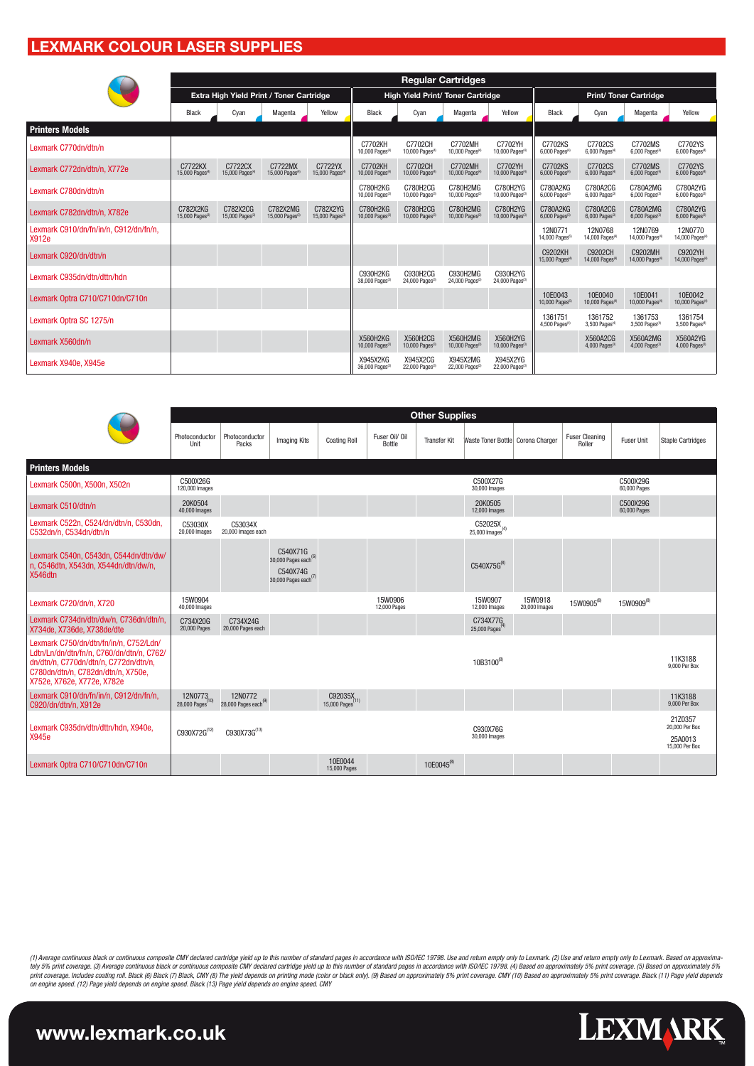# LEXMARK COLOUR LASER SUPPLIES

| Printers Models | Regular Cartridges | | | | | | | | | | | |
|---|---|---|---|---|---|---|---|---|---|---|---|---|
| | Extra High Yield Print / Toner Cartridge | | | | High Yield Print/ Toner Cartridge | | | | Print/ Toner Cartridge | | | |
| | Black | Cyan | Magenta | Yellow | Black | Cyan | Magenta | Yellow | Black | Cyan | Magenta | Yellow |
| Lexmark C770dn/dtn/n | | | | | C7702KH 10,000 Pages[4] | C7702CH 10,000 Pages[4] | C7702MH 10,000 Pages[4] | C7702YH 10,000 Pages[4] | C7702KS 6,000 Pages[4] | C7702CS 6,000 Pages[4] | C7702MS 6,000 Pages[4] | C7702YS 6,000 Pages[4] |
| Lexmark C772dn/dtn/n, X772e | C7722KX 15,000 Pages[4] | C7722CX 15,000 Pages[4] | C7722MX 15,000 Pages[4] | C7722YX 15,000 Pages[4] | C7702KH 10,000 Pages[4] | C7702CH 10,000 Pages[4] | C7702MH 10,000 Pages[4] | C7702YH 10,000 Pages[4] | C7702KS 6,000 Pages[4] | C7702CS 6,000 Pages[4] | C7702MS 6,000 Pages[4] | C7702YS 6,000 Pages[4] |
| Lexmark C780dn/dtn/n | | | | | C780H2KG 10,000 Pages[3] | C780H2CG 10,000 Pages[3] | C780H2MG 10,000 Pages[3] | C780H2YG 10,000 Pages[3] | C780A2KG 6,000 Pages[3] | C780A2CG 6,000 Pages[3] | C780A2MG 6,000 Pages[3] | C780A2YG 6,000 Pages[3] |
| Lexmark C782dn/dtn/n, X782e | C782X2KG 15,000 Pages[3] | C782X2CG 15,000 Pages[3] | C782X2MG 15,000 Pages[3] | C782X2YG 15,000 Pages[3] | C780H2KG 10,000 Pages[3] | C780H2CG 10,000 Pages[3] | C780H2MG 10,000 Pages[3] | C780H2YG 10,000 Pages[3] | C780A2KG 6,000 Pages[3] | C780A2CG 6,000 Pages[3] | C780A2MG 6,000 Pages[3] | C780A2YG 6,000 Pages[3] |
| Lexmark C910/dn/fn/in/n, C912/dn/fn/n, X912e | | | | | | | | | 12N0771 14,000 Pages[5] | 12N0768 14,000 Pages[4] | 12N0769 14,000 Pages[4] | 12N0770 14,000 Pages[4] |
| Lexmark C920/dn/dtn/n | | | | | | | | | C9202KH 15,000 Pages[4] | C9202CH 14,000 Pages[4] | C9202MH 14,000 Pages[4] | C9202YH 14,000 Pages[4] |
| Lexmark C935dn/dtn/dttn/hdn | | | | | C930H2KG 38,000 Pages[3] | C930H2CG 24,000 Pages[3] | C930H2MG 24,000 Pages[3] | C930H2YG 24,000 Pages[3] | | | | |
| Lexmark Optra C710/C710dn/C710n | | | | | | | | | 10E0043 10,000 Pages[5] | 10E0040 10,000 Pages[4] | 10E0041 10,000 Pages[4] | 10E0042 10,000 Pages[4] |
| Lexmark Optra SC 1275/n | | | | | | | | | 1361751 4,500 Pages[4] | 1361752 3,500 Pages[4] | 1361753 3,500 Pages[4] | 1361754 3,500 Pages[4] |
| Lexmark X560dn/n | | | | | X560H2KG 10,000 Pages[3] | X560H2CG 10,000 Pages[3] | X560H2MG 10,000 Pages[3] | X560H2YG 10,000 Pages[3] | | X560A2CG 4,000 Pages[3] | X560A2MG 4,000 Pages[3] | X560A2YG 4,000 Pages[3] |
| Lexmark X940e, X945e | | | | | X945X2KG 36,000 Pages[3] | X945X2CG 22,000 Pages[3] | X945X2MG 22,000 Pages[3] | X945X2YG 22,000 Pages[3] | | | | |

| Printers Models | Other Supplies | | | | | | | | | | |
|---|---|---|---|---|---|---|---|---|---|---|---|
| | Photoconductor Unit | Photoconductor Packs | Imaging Kits | Coating Roll | Fuser Oil/ Oil Bottle | Transfer Kit | Waste Toner Bottle | Corona Charger | Fuser Cleaning Roller | Fuser Unit | Staple Cartridges |
| Lexmark C500n, X500n, X502n | C500X26G 120,000 Images | | | | | | C500X27G 30,000 Images | | | C500X29G 60,000 Pages | |
| Lexmark C510/dtn/n | 20K0504 40,000 Images | | | | | | 20K0505 12,000 Images | | | C500X29G 60,000 Pages | |
| Lexmark C522n, C524/dn/dtn/n, C530dn, C532dn/n, C534dn/dtn/n | C53030X 20,000 Images | C53034X 20,000 Images each | | | | | C52025X 25,000 Images[4] | | | | |
| Lexmark C540n, C543dn, C544dn/dtn/dw/n, C546dtn, X543dn, X544dn/dtn/dw/n, X546dtn | | | C540X71G 30,000 Pages each[6] C540X74G 30,000 Pages each[7] | | | | C540X75G[8] | | | | |
| Lexmark C720/dn/n, X720 | 15W0904 40,000 Images | | | | 15W0906 12,000 Pages | | 15W0907 12,000 Images | 15W0918 20,000 Images | 15W0905[8] | 15W0909[8] | |
| Lexmark C734dn/dtn/dw/n, C736dn/dtn/n, X734de, X736de, X738de/dte | C734X20G 20,000 Pages | C734X24G 20,000 Pages each | | | | | C734X77G 25,000 Pages[4] | | | | |
| Lexmark C750/dn/dtn/fn/in/n, C752/Ldn/Ldtn/Ln/dn/dtn/fn/n, C760/dn/dtn/n, C762/dn/dtn/n, C770dn/dtn/n, C772dn/dtn/n, C780dn/dtn/n, C782dn/dtn/n, X750e, X752e, X762e, X772e, X782e | | | | | | | 10B3100[8] | | | | 11K3188 9,000 Per Box |
| Lexmark C910/dn/fn/in/n, C912/dn/fn/n, C920/dn/dtn/n, X912e | 12N0773 28,000 Pages[10] | 12N0772 28,000 Pages each[9] | | C92035X 15,000 Pages[11] | | | | | | | 11K3188 9,000 Per Box |
| Lexmark C935dn/dtn/dttn/hdn, X940e, X945e | C930X72G[12] | C930X73G[13] | | | | | C930X76G 30,000 Images | | | | 21Z0357 20,000 Per Box 25A0013 15,000 Per Box |
| Lexmark Optra C710/C710dn/C710n | | | | 10E0044 15,000 Pages | | 10E0045[8] | | | | | |

*(1) Average continuous black or continuous composite CMY declared cartridge yield up to this number of standard pages in accordance with ISO/IEC 19798. Use and return empty only to Lexmark. (2) Use and return empty only to Lexmark. Based on approximately 5% print coverage. (3) Average continuous black or continuous composite CMY declared cartridge yield up to this number of standard pages in accordance with ISO/IEC 19798. (4) Based on approximately 5% print coverage. (5) Based on approximately 5% print coverage. Includes coating roll. Black (6) Black (7) Black, CMY (8) The yield depends on printing mode (color or black only). (9) Based on approximately 5% print coverage. CMY (10) Based on approximately 5% print coverage. Black (11) Page yield depends on engine speed. (12) Page yield depends on engine speed. Black (13) Page yield depends on engine speed. CMY*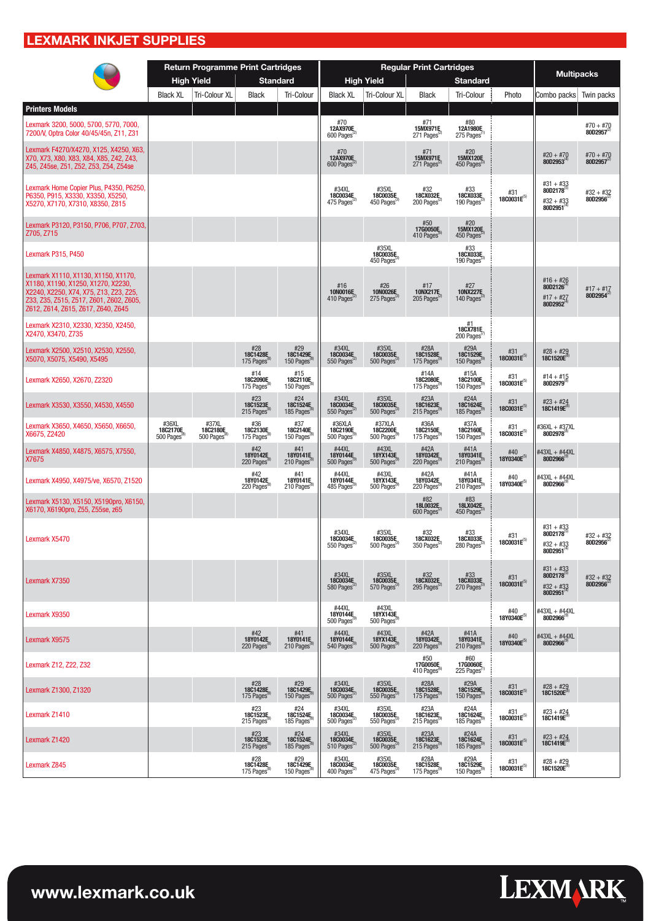# LEXMARK INKJET SUPPLIES

| | Return Programme Print Cartridges | | | | Regular Print Cartridges | | | | | Multipacks | |
|---|---|---|---|---|---|---|---|---|---|---|---|
| | High Yield | | Standard | | High Yield | | Standard | | | | |
| | Black XL | Tri-Colour XL | Black | Tri-Colour | Black XL | Tri-Colour XL | Black | Tri-Colour | Photo | Combo packs | Twin packs |
| **Printers Models** | | | | | | | | | | | |
| Lexmark 3200, 5000, 5700, 5770, 7000, 7200/V, Optra Color 40/45/45n, Z11, Z31 | | | | | #70 12AX970E 600 Pages[2] | | #71 15MX971E 271 Pages[2] | #80 12A1980E 275 Pages[1] | | | #70 + #70 80D2957[2] |
| Lexmark F4270/X4270, X125, X4250, X63, X70, X73, X80, X83, X84, X85, Z42, Z43, Z45, Z45se, Z51, Z52, Z53, Z54, Z54se | | | | | #70 12AX970E 600 Pages[2] | | #71 15MX971E 271 Pages[2] | #20 15MX120E 450 Pages[3] | | #20 + #70 80D2953[4] | #70 + #70 80D2957[2] |
| Lexmark Home Copier Plus, P4350, P6250, P6350, P915, X3330, X3350, X5250, X5270, X7170, X7310, X8350, Z815 | | | | | #34XL 18C0034E 475 Pages[2] | #35XL 18C0035E 450 Pages[3] | #32 18CX032E 200 Pages[2] | #33 18CX033E 190 Pages[3] | #31 18C0031E[5] | #31 + #33 80D2178[6] #32 + #33 80D2951[4] | #32 + #32 80D2956[2] |
| Lexmark P3120, P3150, P706, P707, Z703, Z705, Z715 | | | | | | | #50 17G0050E 410 Pages[6] | #20 15MX120E 450 Pages[3] | | | |
| Lexmark P315, P450 | | | | | | #35XL 18C0035E 450 Pages[3] | | #33 18CX033E 190 Pages[3] | | | |
| Lexmark X1110, X1130, X1150, X1170, X1180, X1190, X1250, X1270, X2230, X2240, X2250, X74, X75, Z13, Z23, Z25, Z33, Z35, Z515, Z517, Z601, Z602, Z605, Z612, Z614, Z615, Z617, Z640, Z645 | | | | | #16 10N0016E 410 Pages[2] | #26 10N0026E 275 Pages[3] | #17 10NX217E 205 Pages[2] | #27 10NX227E 140 Pages[3] | | #16 + #26 80D2126[4] #17 + #27 80D2952[4] | #17 + #17 80D2954[2] |
| Lexmark X2310, X2330, X2350, X2450, X2470, X3470, Z735 | | | | | | | | #1 18CX781E 200 Pages[7] | | | |
| Lexmark X2500, X2510, X2530, X2550, X5070, X5075, X5490, X5495 | | | #28 18C1428E 175 Pages[8] | #29 18C1429E 150 Pages[8] | #34XL 18C0034E 550 Pages[2] | #35XL 18C0035E 500 Pages[3] | #28A 18C1528E 175 Pages[9] | #29A 18C1529E 150 Pages[9] | #31 18C0031E[5] | #28 + #29 18C1520E[8] | |
| Lexmark X2650, X2670, Z2320 | | | #14 18C2090E 175 Pages[8] | #15 18C2110E 150 Pages[8] | | | #14A 18C2080E 175 Pages[9] | #15A 18C2100E 150 Pages[9] | #31 18C0031E[5] | #14 + #15 80D2979[8] | |
| Lexmark X3530, X3550, X4530, X4550 | | | #23 18C1523E 215 Pages[8] | #24 18C1524E 185 Pages[8] | #34XL 18C0034E 550 Pages[2] | #35XL 18C0035E 500 Pages[3] | #23A 18C1623E 215 Pages[9] | #24A 18C1624E 185 Pages[9] | #31 18C0031E[5] | #23 + #24 18C1419E[8] | |
| Lexmark X3650, X4650, X5650, X6650, X6675, Z2420 | #36XL 18C2170E 500 Pages[8] | #37XL 18C2180E 500 Pages[8] | #36 18C2130E 175 Pages[8] | #37 18C2140E 150 Pages[8] | #36XLA 18C2190E 500 Pages[9] | #37XLA 18C2200E 500 Pages[9] | #36A 18C2150E 175 Pages[9] | #37A 18C2160E 150 Pages[9] | #31 18C0031E[5] | #36XL + #37XL 80D2978[8] | |
| Lexmark X4850, X4875, X6575, X7550, X7675 | | | #42 18Y0142E 220 Pages[8] | #41 18Y0141E 210 Pages[8] | #44XL 18Y0144E 500 Pages[9] | #43XL 18YX143E 500 Pages[9] | #42A 18Y0342E 220 Pages[9] | #41A 18Y0341E 210 Pages[9] | #40 18Y0340E[5] | #43XL + #44XL 80D2966[9] | |
| Lexmark X4950, X4975/ve, X6570, Z1520 | | | #42 18Y0142E 220 Pages[8] | #41 18Y0141E 210 Pages[8] | #44XL 18Y0144E 485 Pages[9] | #43XL 18YX143E 500 Pages[9] | #42A 18Y0342E 220 Pages[9] | #41A 18Y0341E 210 Pages[9] | #40 18Y0340E[5] | #43XL + #44XL 80D2966[9] | |
| Lexmark X5130, X5150, X5190pro, X6150, X6170, X6190pro, Z55, Z55se, z65 | | | | | | | #82 18L0032E 600 Pages[2] | #83 18LX042E 450 Pages[3] | | | |
| Lexmark X5470 | | | | | #34XL 18C0034E 550 Pages[2] | #35XL 18C0035E 500 Pages[3] | #32 18CX032E 350 Pages[2] | #33 18CX033E 280 Pages[3] | #31 18C0031E[5] | #31 + #33 80D2178[6] #32 + #33 80D2951[4] | #32 + #32 80D2956[2] |
| Lexmark X7350 | | | | | #34XL 18C0034E 580 Pages[2] | #35XL 18C0035E 570 Pages[3] | #32 18CX032E 295 Pages[2] | #33 18CX033E 270 Pages[3] | #31 18C0031E[5] | #31 + #33 80D2178[6] #32 + #33 80D2951[4] | #32 + #32 80D2956[2] |
| Lexmark X9350 | | | | | #44XL 18Y0144E 500 Pages[9] | #43XL 18YX143E 500 Pages[9] | | | #40 18Y0340E[5] | #43XL + #44XL 80D2966[9] | |
| Lexmark X9575 | | | #42 18Y0142E 220 Pages[8] | #41 18Y0141E 210 Pages[8] | #44XL 18Y0144E 540 Pages[9] | #43XL 18YX143E 500 Pages[9] | #42A 18Y0342E 220 Pages[9] | #41A 18Y0341E 210 Pages[9] | #40 18Y0340E[5] | #43XL + #44XL 80D2966[9] | |
| Lexmark Z12, Z22, Z32 | | | | | | | #50 17G0050E 410 Pages[6] | #60 17G0060E 225 Pages[1] | | | |
| Lexmark Z1300, Z1320 | | | #28 18C1428E 175 Pages[8] | #29 18C1429E 150 Pages[8] | #34XL 18C0034E 500 Pages[2] | #35XL 18C0035E 550 Pages[3] | #28A 18C1528E 175 Pages[9] | #29A 18C1529E 150 Pages[9] | #31 18C0031E[5] | #28 + #29 18C1520E[8] | |
| Lexmark Z1410 | | | #23 18C1523E 215 Pages[8] | #24 18C1524E 185 Pages[8] | #34XL 18C0034E 500 Pages[2] | #35XL 18C0035E 550 Pages[3] | #23A 18C1623E 215 Pages[9] | #24A 18C1624E 185 Pages[9] | #31 18C0031E[5] | #23 + #24 18C1419E[8] | |
| Lexmark Z1420 | | | #23 18C1523E 215 Pages[8] | #24 18C1524E 185 Pages[8] | #34XL 18C0034E 510 Pages[2] | #35XL 18C0035E 500 Pages[3] | #23A 18C1623E 215 Pages[9] | #24A 18C1624E 185 Pages[9] | #31 18C0031E[5] | #23 + #24 18C1419E[8] | |
| Lexmark Z845 | | | #28 18C1428E 175 Pages[8] | #29 18C1429E 150 Pages[8] | #34XL 18C0034E 400 Pages[2] | #35XL 18C0035E 475 Pages[3] | #28A 18C1528E 175 Pages[9] | #29A 18C1529E 150 Pages[9] | #31 18C0031E[5] | #28 + #29 18C1520E[8] | |

www.lexmark.co.uk

LEXMARK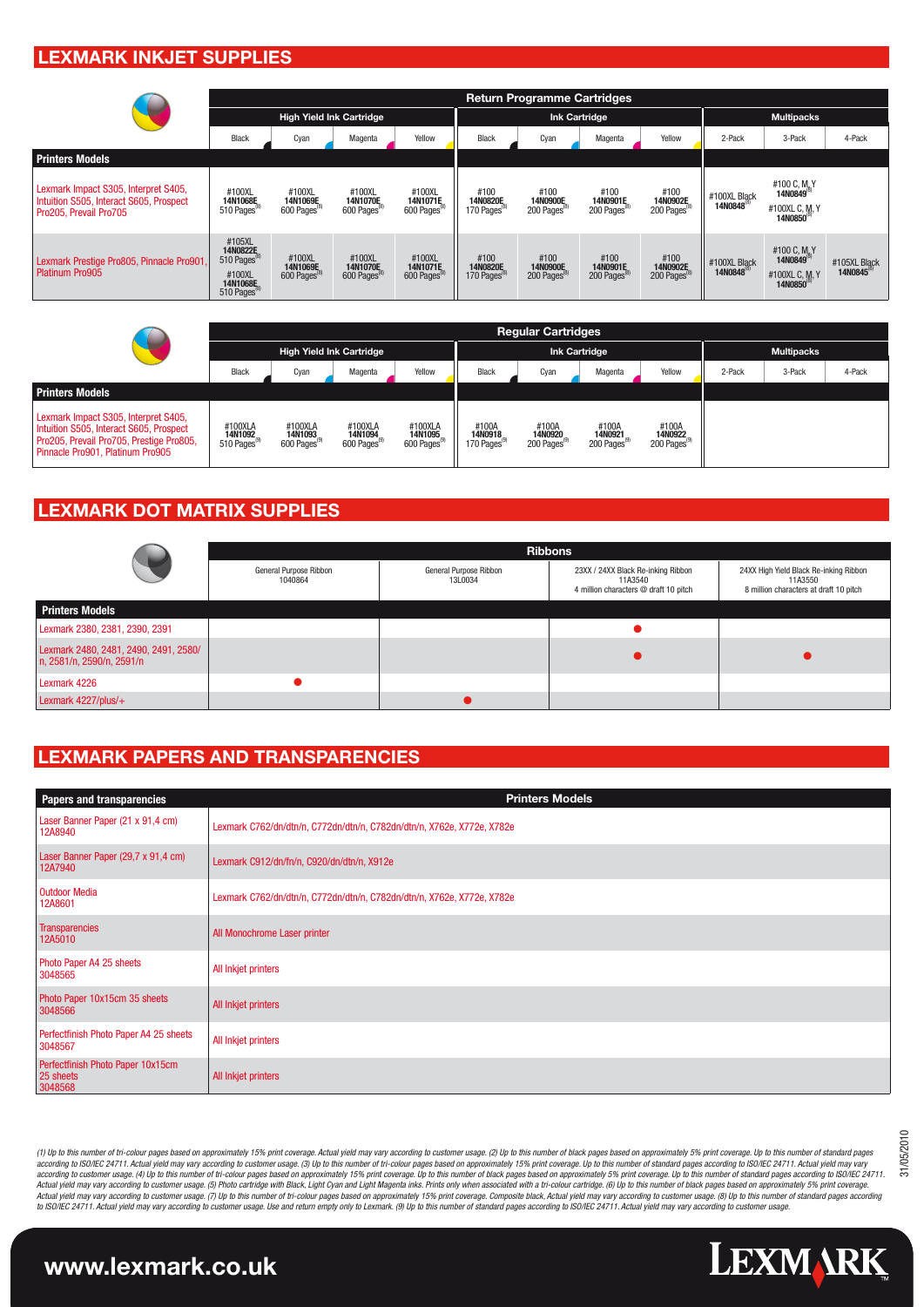## LEXMARK INKJET SUPPLIES

| Printers Models | Return Programme Cartridges | | | | | | | | | | |
|---|---|---|---|---|---|---|---|---|---|---|---|
| | High Yield Ink Cartridge | | | | Ink Cartridge | | | | Multipacks | | |
| | Black | Cyan | Magenta | Yellow | Black | Cyan | Magenta | Yellow | 2-Pack | 3-Pack | 4-Pack |
| Lexmark Impact S305, Interpret S405, Intuition S505, Interact S605, Prospect Pro205, Prevail Pro705 | #100XL **14N1068E** 510 Pages[8] | #100XL **14N1069E** 600 Pages[8] | #100XL **14N1070E** 600 Pages[8] | #100XL **14N1071E** 600 Pages[8] | #100 **14N0820E** 170 Pages[8] | #100 **14N0900E** 200 Pages[8] | #100 **14N0901E** 200 Pages[8] | #100 **14N0902E** 200 Pages[8] | #100XL Black **14N0848**[8] | #100 C, M, Y **14N0849**[8] #100XL C, M, Y **14N0850**[8] | |
| Lexmark Prestige Pro805, Pinnacle Pro901, Platinum Pro905 | #105XL **14N0822E** 510 Pages[8] #100XL **14N1068E** 510 Pages[8] | #100XL **14N1069E** 600 Pages[8] | #100XL **14N1070E** 600 Pages[8] | #100XL **14N1071E** 600 Pages[8] | #100 **14N0820E** 170 Pages[8] | #100 **14N0900E** 200 Pages[8] | #100 **14N0901E** 200 Pages[8] | #100 **14N0902E** 200 Pages[8] | #100XL Black **14N0848**[8] | #100 C, M, Y **14N0849**[8] #100XL C, M, Y **14N0850**[8] | #105XL Black **14N0845**[8] |

| Printers Models | Regular Cartridges | | | | | | | | | | |
|---|---|---|---|---|---|---|---|---|---|---|---|
| | High Yield Ink Cartridge | | | | Ink Cartridge | | | | Multipacks | | |
| | Black | Cyan | Magenta | Yellow | Black | Cyan | Magenta | Yellow | 2-Pack | 3-Pack | 4-Pack |
| Lexmark Impact S305, Interpret S405, Intuition S505, Interact S605, Prospect Pro205, Prevail Pro705, Prestige Pro805, Pinnacle Pro901, Platinum Pro905 | #100XLA **14N1092** 510 Pages[9] | #100XLA **14N1093** 600 Pages[9] | #100XLA **14N1094** 600 Pages[9] | #100XLA **14N1095** 600 Pages[9] | #100A **14N0918** 170 Pages[9] | #100A **14N0920** 200 Pages[9] | #100A **14N0921** 200 Pages[9] | #100A **14N0922** 200 Pages[9] | | | |

## LEXMARK DOT MATRIX SUPPLIES

| Printers Models | Ribbons | | | |
|---|---|---|---|---|
| | General Purpose Ribbon 1040864 | General Purpose Ribbon 13L0034 | 23XX / 24XX Black Re-inking Ribbon 11A3540 4 million characters @ draft 10 pitch | 24XX High Yield Black Re-inking Ribbon 11A3550 8 million characters at draft 10 pitch |
| Lexmark 2380, 2381, 2390, 2391 | | | ● | |
| Lexmark 2480, 2481, 2490, 2491, 2580/n, 2581/n, 2590/n, 2591/n | | | ● | ● |
| Lexmark 4226 | ● | | | |
| Lexmark 4227/plus/+ | | ● | | |

## LEXMARK PAPERS AND TRANSPARENCIES

| Papers and transparencies | Printers Models |
|---|---|
| Laser Banner Paper (21 x 91,4 cm) 12A8940 | Lexmark C762/dn/dtn/n, C772dn/dtn/n, C782dn/dtn/n, X762e, X772e, X782e |
| Laser Banner Paper (29,7 x 91,4 cm) 12A7940 | Lexmark C912/dn/fn/n, C920/dn/dtn/n, X912e |
| Outdoor Media 12A8601 | Lexmark C762/dn/dtn/n, C772dn/dtn/n, C782dn/dtn/n, X762e, X772e, X782e |
| Transparencies 12A5010 | All Monochrome Laser printer |
| Photo Paper A4 25 sheets 3048565 | All Inkjet printers |
| Photo Paper 10x15cm 35 sheets 3048566 | All Inkjet printers |
| Perfectfinish Photo Paper A4 25 sheets 3048567 | All Inkjet printers |
| Perfectfinish Photo Paper 10x15cm 25 sheets 3048568 | All Inkjet printers |

*(1) Up to this number of tri-colour pages based on approximately 15% print coverage. Actual yield may vary according to customer usage. (2) Up to this number of black pages based on approximately 5% print coverage. Up to this number of standard pages according to ISO/IEC 24711. Actual yield may vary according to customer usage. (3) Up to this number of tri-colour pages based on approximately 15% print coverage. Up to this number of standard pages according to ISO/IEC 24711. Actual yield may vary according to customer usage. (4) Up to this number of tri-colour pages based on approximately 15% print coverage. Up to this number of black pages based on approximately 5% print coverage. Up to this number of standard pages according to ISO/IEC 24711. Actual yield may vary according to customer usage. (5) Photo cartridge with Black, Light Cyan and Light Magenta inks. Prints only when associated with a tri-colour cartridge. (6) Up to this number of black pages based on approximately 5% print coverage. Actual yield may vary according to customer usage. (7) Up to this number of tri-colour pages based on approximately 15% print coverage. Composite black, Actual yield may vary according to customer usage. (8) Up to this number of standard pages according to ISO/IEC 24711. Actual yield may vary according to customer usage. Use and return empty only to Lexmark. (9) Up to this number of standard pages according to ISO/IEC 24711. Actual yield may vary according to customer usage.*

31/05/2010

**www.lexmark.co.uk**

LEXMARK